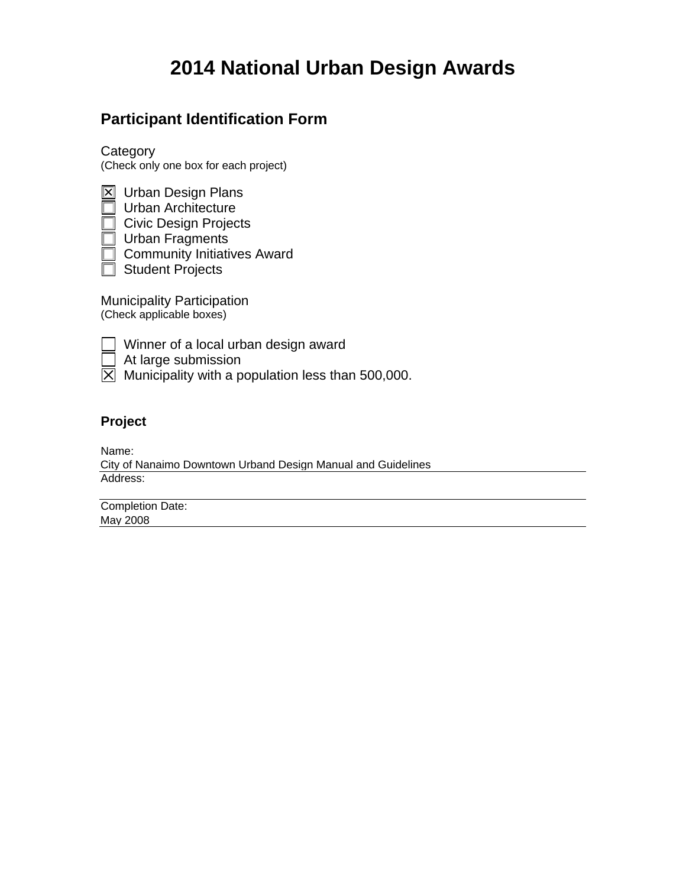# 2014 National Urban Design Awards

## Participant Identification Form

Category
(Check only one box for each project)

- [x] Urban Design Plans
- [ ] Urban Architecture
- [ ] Civic Design Projects
- [ ] Urban Fragments
- [ ] Community Initiatives Award
- [ ] Student Projects

Municipality Participation
(Check applicable boxes)

- [ ] Winner of a local urban design award
- [ ] At large submission
- [x] Municipality with a population less than 500,000.

### Project

Name:
City of Nanaimo Downtown Urband Design Manual and Guidelines

Address:

Completion Date:
May 2008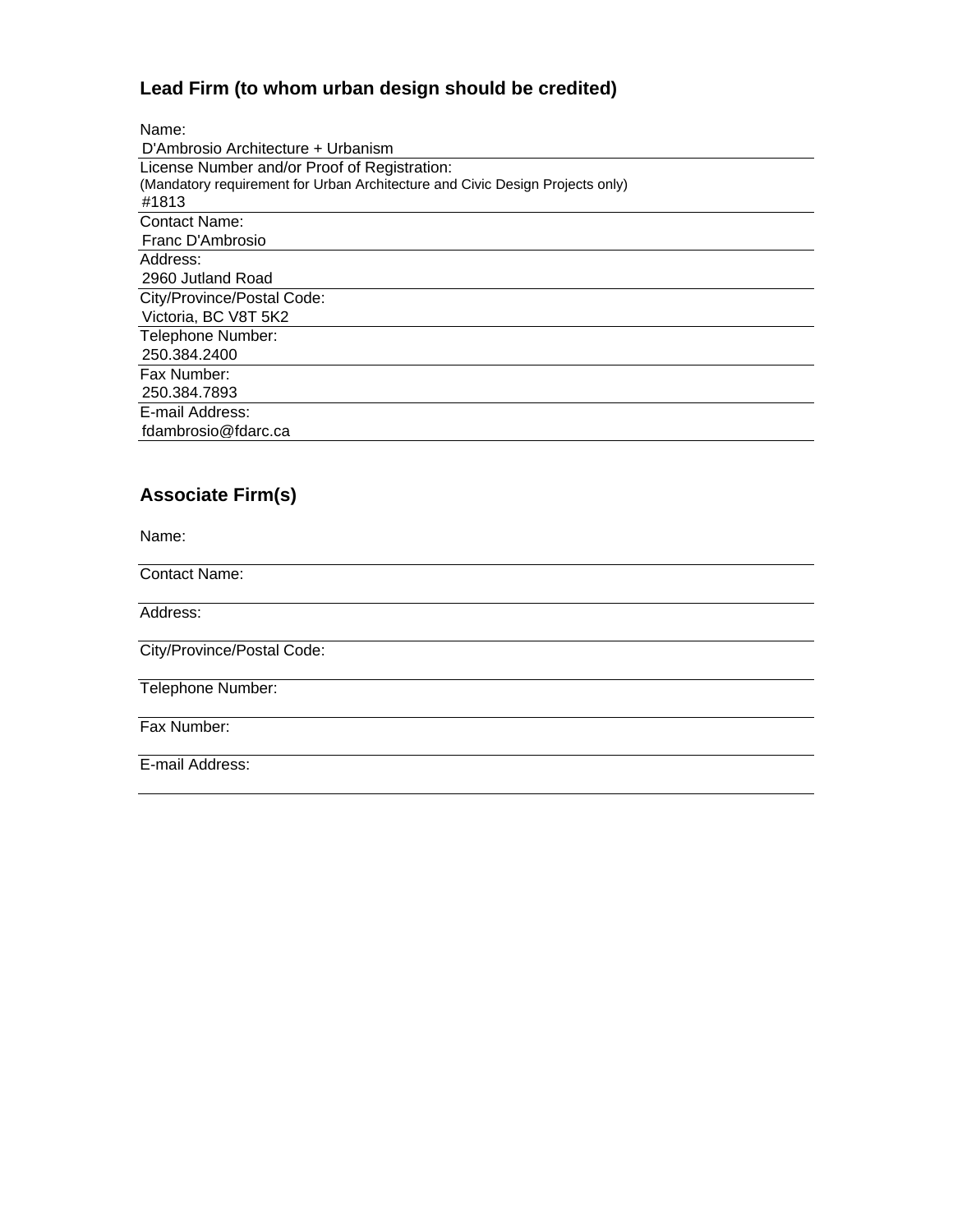## Lead Firm (to whom urban design should be credited)

Name:
D'Ambrosio Architecture + Urbanism

License Number and/or Proof of Registration:
(Mandatory requirement for Urban Architecture and Civic Design Projects only)
#1813

Contact Name:
Franc D'Ambrosio

Address:
2960 Jutland Road

City/Province/Postal Code:
Victoria, BC V8T 5K2

Telephone Number:
250.384.2400

Fax Number:
250.384.7893

E-mail Address:
fdambrosio@fdarc.ca

## Associate Firm(s)

Name:

Contact Name:

Address:

City/Province/Postal Code:

Telephone Number:

Fax Number:

E-mail Address: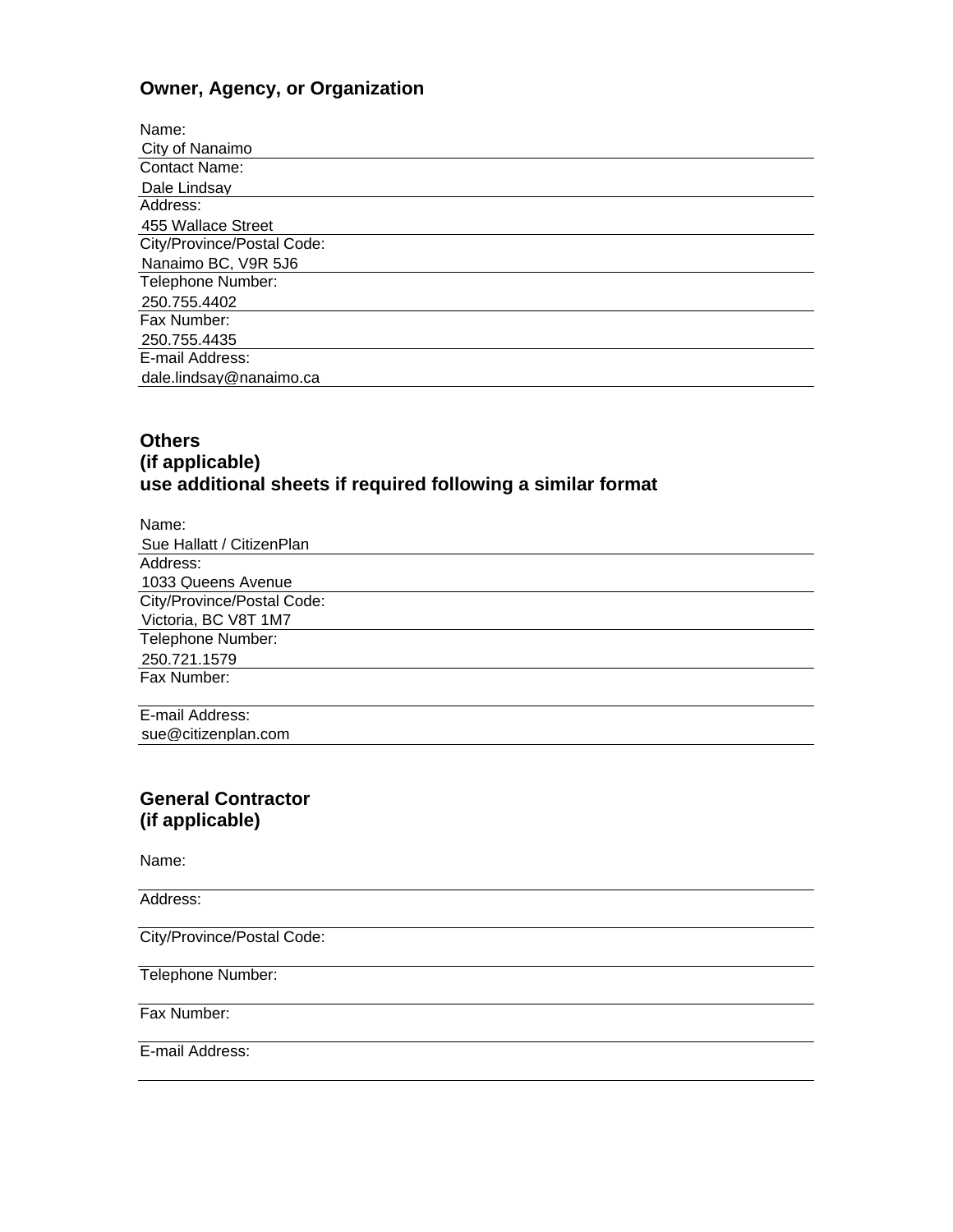## Owner, Agency, or Organization

Name:
City of Nanaimo

Contact Name:
Dale Lindsay

Address:
455 Wallace Street

City/Province/Postal Code:
Nanaimo BC, V9R 5J6

Telephone Number:
250.755.4402

Fax Number:
250.755.4435

E-mail Address:
dale.lindsay@nanaimo.ca

## Others
## (if applicable)
## use additional sheets if required following a similar format

Name:
Sue Hallatt / CitizenPlan

Address:
1033 Queens Avenue

City/Province/Postal Code:
Victoria, BC V8T 1M7

Telephone Number:
250.721.1579

Fax Number:

E-mail Address:
sue@citizenplan.com

## General Contractor
## (if applicable)

Name:

Address:

City/Province/Postal Code:

Telephone Number:

Fax Number:

E-mail Address: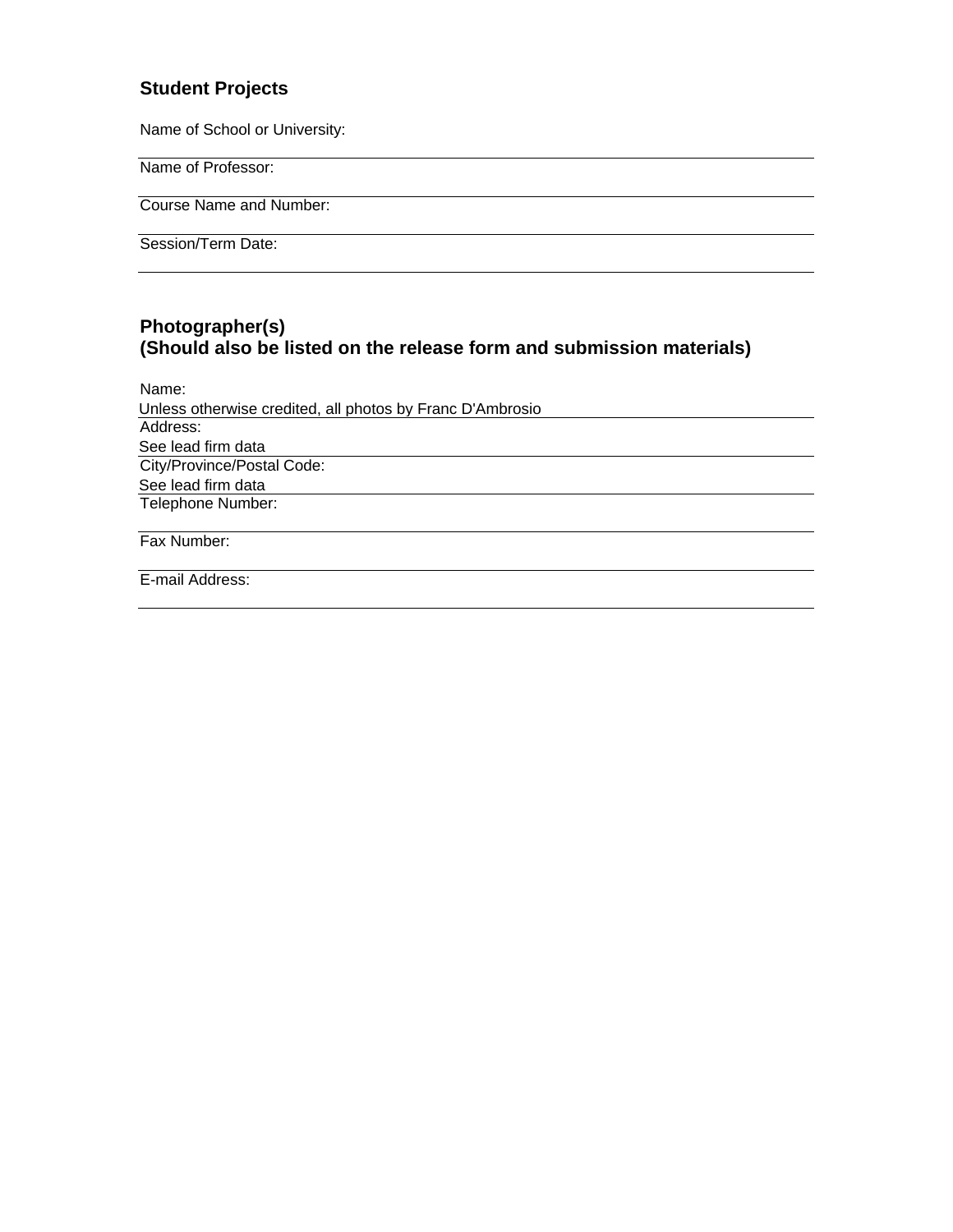## Student Projects

Name of School or University:

Name of Professor:

Course Name and Number:

Session/Term Date:

## Photographer(s)
## (Should also be listed on the release form and submission materials)

Name:
Unless otherwise credited, all photos by Franc D'Ambrosio

Address:
See lead firm data

City/Province/Postal Code:
See lead firm data

Telephone Number:

Fax Number:

E-mail Address: